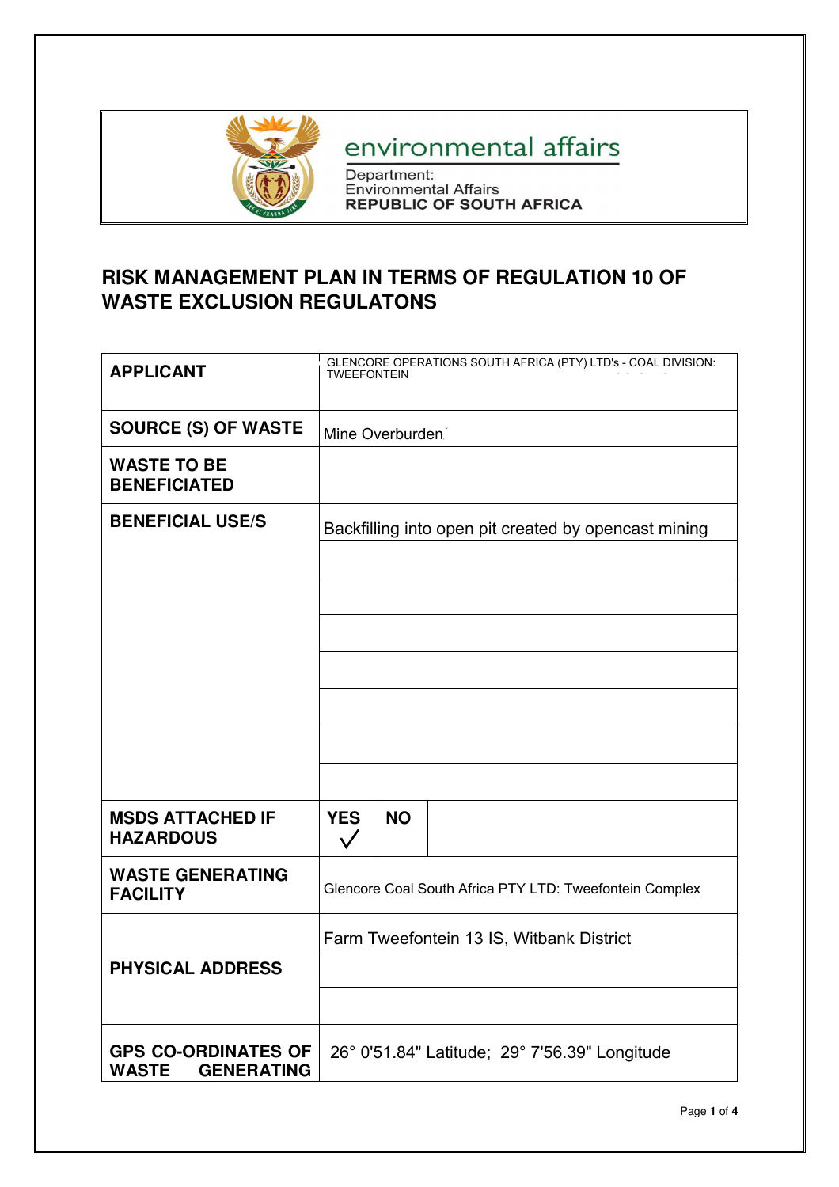environmental affairs

Department:
Environmental Affairs
**REPUBLIC OF SOUTH AFRICA**

# RISK MANAGEMENT PLAN IN TERMS OF REGULATION 10 OF WASTE EXCLUSION REGULATONS

| | | | |
|---|---|---|---|
| **APPLICANT** | GLENCORE OPERATIONS SOUTH AFRICA (PTY) LTD's - COAL DIVISION: TWEEFONTEIN | | |
| **SOURCE (S) OF WASTE** | Mine Overburden | | |
| **WASTE TO BE BENEFICIATED** | | | |
| **BENEFICIAL USE/S** | Backfilling into open pit created by opencast mining | | |
| | | | |
| | | | |
| | | | |
| | | | |
| | | | |
| | | | |
| | | | |
| **MSDS ATTACHED IF HAZARDOUS** | **YES** ✓ | **NO** | |
| **WASTE GENERATING FACILITY** | Glencore Coal South Africa PTY LTD: Tweefontein Complex | | |
| **PHYSICAL ADDRESS** | Farm Tweefontein 13 IS, Witbank District | | |
| | | | |
| | | | |
| **GPS CO-ORDINATES OF WASTE GENERATING** | 26° 0'51.84" Latitude; 29° 7'56.39" Longitude | | |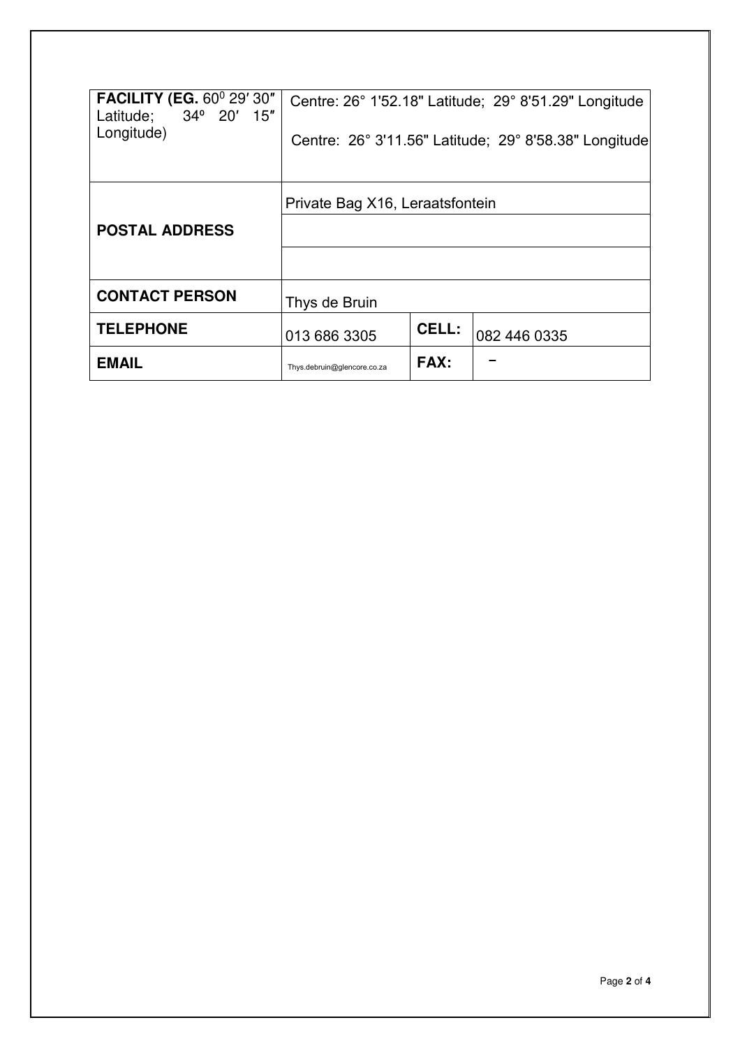| **FACILITY (EG.** 60⁰ 29′ 30″ Latitude; 34º 20′ 15″ Longitude) | Centre: 26° 1'52.18" Latitude; 29° 8'51.29" Longitude<br><br>Centre: 26° 3'11.56" Latitude; 29° 8'58.38" Longitude | | |
|---|---|---|---|
| **POSTAL ADDRESS** | Private Bag X16, Leraatsfontein | | |
| | | | |
| | | | |
| **CONTACT PERSON** | Thys de Bruin | | |
| **TELEPHONE** | 013 686 3305 | **CELL:** | 082 446 0335 |
| **EMAIL** | Thys.debruin@glencore.co.za | **FAX:** | – |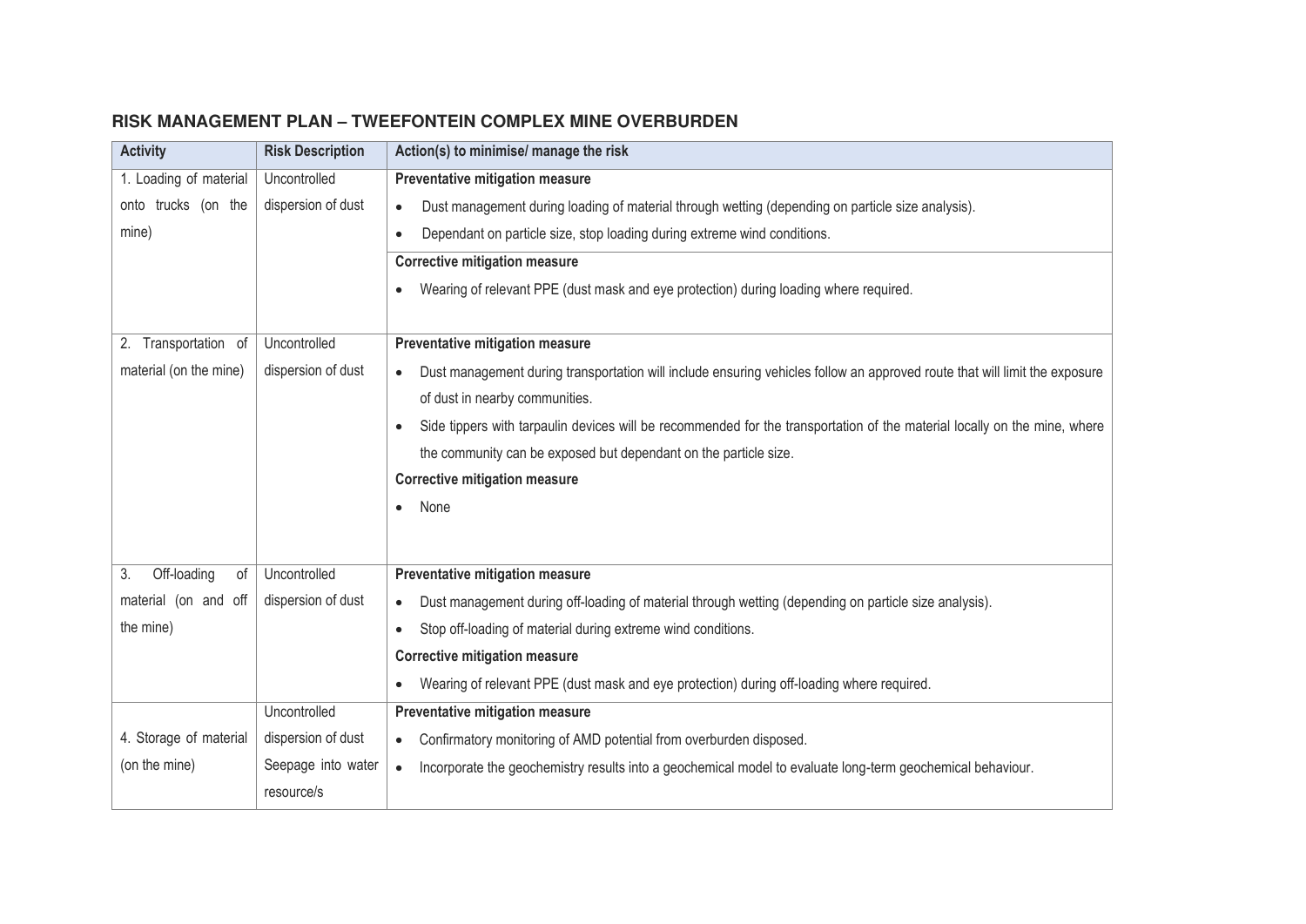## RISK MANAGEMENT PLAN – TWEEFONTEIN COMPLEX MINE OVERBURDEN

| Activity | Risk Description | Action(s) to minimise/ manage the risk |
|---|---|---|
| 1. Loading of material onto trucks (on the mine) | Uncontrolled dispersion of dust | **Preventative mitigation measure**<br>• Dust management during loading of material through wetting (depending on particle size analysis).<br>• Dependant on particle size, stop loading during extreme wind conditions.<br>**Corrective mitigation measure**<br>• Wearing of relevant PPE (dust mask and eye protection) during loading where required. |
| 2. Transportation of material (on the mine) | Uncontrolled dispersion of dust | **Preventative mitigation measure**<br>• Dust management during transportation will include ensuring vehicles follow an approved route that will limit the exposure of dust in nearby communities.<br>• Side tippers with tarpaulin devices will be recommended for the transportation of the material locally on the mine, where the community can be exposed but dependant on the particle size.<br>**Corrective mitigation measure**<br>• None |
| 3. Off-loading of material (on and off the mine) | Uncontrolled dispersion of dust | **Preventative mitigation measure**<br>• Dust management during off-loading of material through wetting (depending on particle size analysis).<br>• Stop off-loading of material during extreme wind conditions.<br>**Corrective mitigation measure**<br>• Wearing of relevant PPE (dust mask and eye protection) during off-loading where required. |
| 4. Storage of material (on the mine) | Uncontrolled dispersion of dust<br>Seepage into water resource/s | **Preventative mitigation measure**<br>• Confirmatory monitoring of AMD potential from overburden disposed.<br>• Incorporate the geochemistry results into a geochemical model to evaluate long-term geochemical behaviour. |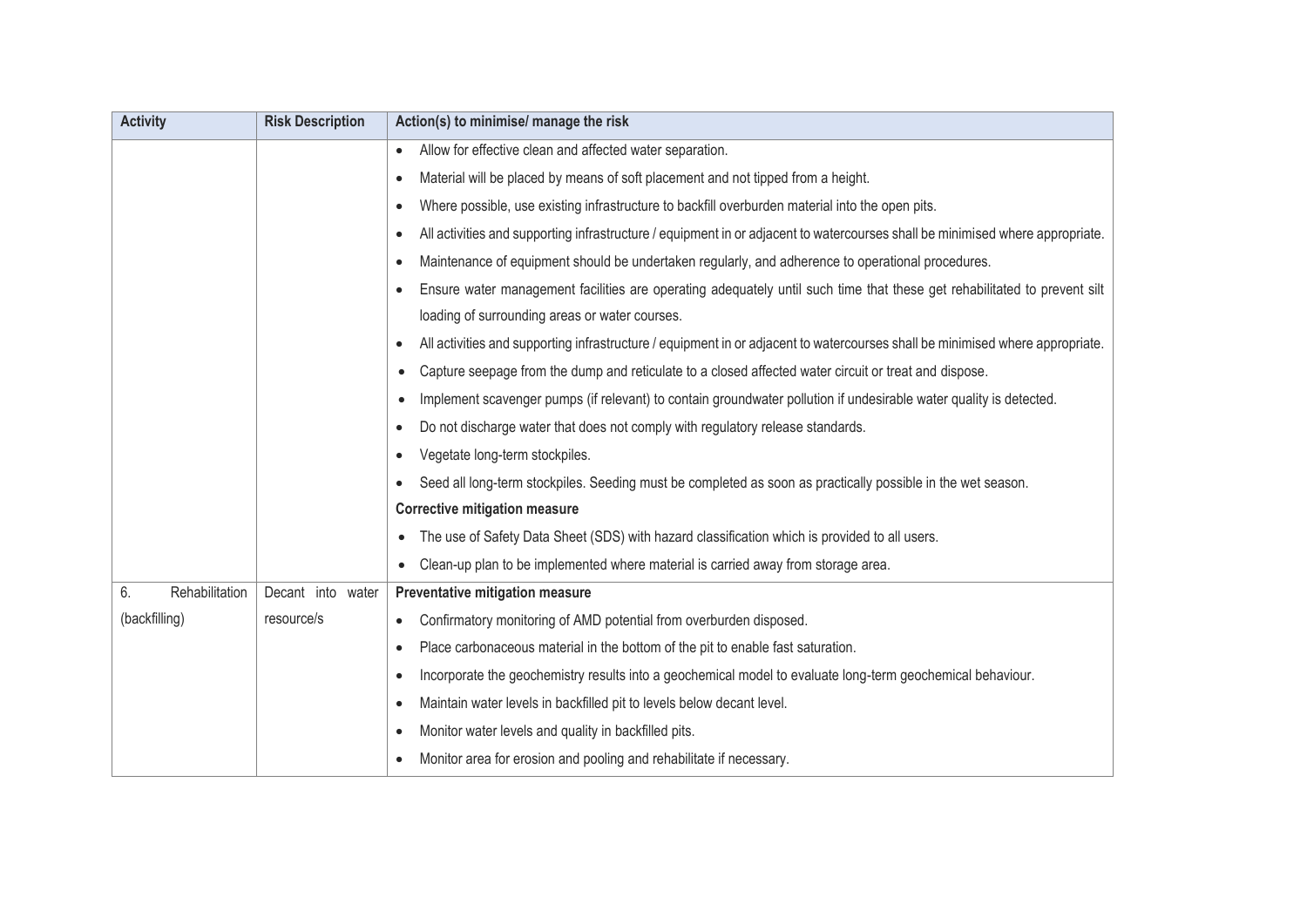| Activity | Risk Description | Action(s) to minimise/ manage the risk |
|---|---|---|
| | | • Allow for effective clean and affected water separation.<br>• Material will be placed by means of soft placement and not tipped from a height.<br>• Where possible, use existing infrastructure to backfill overburden material into the open pits.<br>• All activities and supporting infrastructure / equipment in or adjacent to watercourses shall be minimised where appropriate.<br>• Maintenance of equipment should be undertaken regularly, and adherence to operational procedures.<br>• Ensure water management facilities are operating adequately until such time that these get rehabilitated to prevent silt loading of surrounding areas or water courses.<br>• All activities and supporting infrastructure / equipment in or adjacent to watercourses shall be minimised where appropriate.<br>• Capture seepage from the dump and reticulate to a closed affected water circuit or treat and dispose.<br>• Implement scavenger pumps (if relevant) to contain groundwater pollution if undesirable water quality is detected.<br>• Do not discharge water that does not comply with regulatory release standards.<br>• Vegetate long-term stockpiles.<br>• Seed all long-term stockpiles. Seeding must be completed as soon as practically possible in the wet season.<br>**Corrective mitigation measure**<br>• The use of Safety Data Sheet (SDS) with hazard classification which is provided to all users.<br>• Clean-up plan to be implemented where material is carried away from storage area. |
| 6. Rehabilitation (backfilling) | Decant into water resource/s | **Preventative mitigation measure**<br>• Confirmatory monitoring of AMD potential from overburden disposed.<br>• Place carbonaceous material in the bottom of the pit to enable fast saturation.<br>• Incorporate the geochemistry results into a geochemical model to evaluate long-term geochemical behaviour.<br>• Maintain water levels in backfilled pit to levels below decant level.<br>• Monitor water levels and quality in backfilled pits.<br>• Monitor area for erosion and pooling and rehabilitate if necessary. |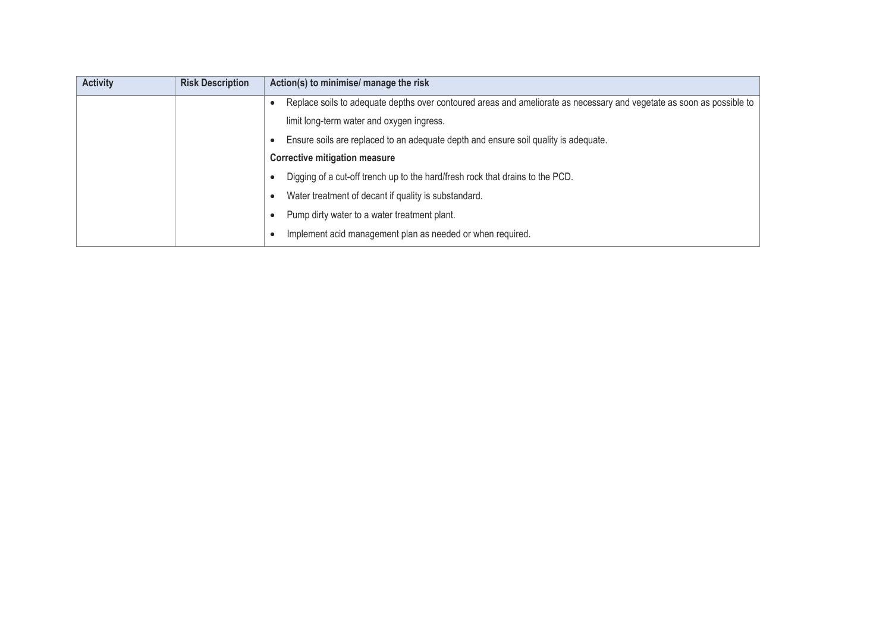| Activity | Risk Description | Action(s) to minimise/ manage the risk |
|---|---|---|
| | | • Replace soils to adequate depths over contoured areas and ameliorate as necessary and vegetate as soon as possible to limit long-term water and oxygen ingress.<br>• Ensure soils are replaced to an adequate depth and ensure soil quality is adequate.<br>**Corrective mitigation measure**<br>• Digging of a cut-off trench up to the hard/fresh rock that drains to the PCD.<br>• Water treatment of decant if quality is substandard.<br>• Pump dirty water to a water treatment plant.<br>• Implement acid management plan as needed or when required. |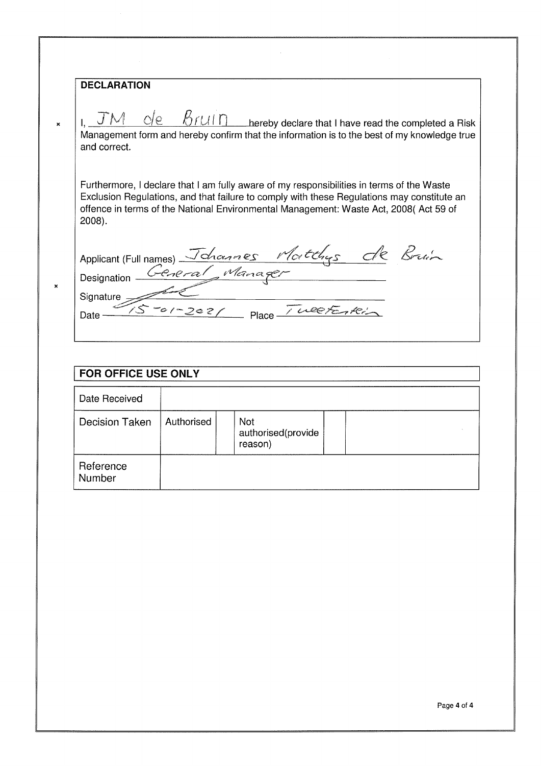## DECLARATION

I, JM de Bruin hereby declare that I have read the completed a Risk Management form and hereby confirm that the information is to the best of my knowledge true and correct.

Furthermore, I declare that I am fully aware of my responsibilities in terms of the Waste Exclusion Regulations, and that failure to comply with these Regulations may constitute an offence in terms of the National Environmental Management: Waste Act, 2008( Act 59 of 2008).

Applicant (Full names) Johannes Matthys de Bruin

Designation General Manager

Signature [signature]

Date 15-01-2021 Place Tweefontein

## FOR OFFICE USE ONLY

| Date Received | | | | | |
|---|---|---|---|---|---|
| Decision Taken | Authorised | | Not authorised(provide reason) | | |
| Reference Number | | | | | |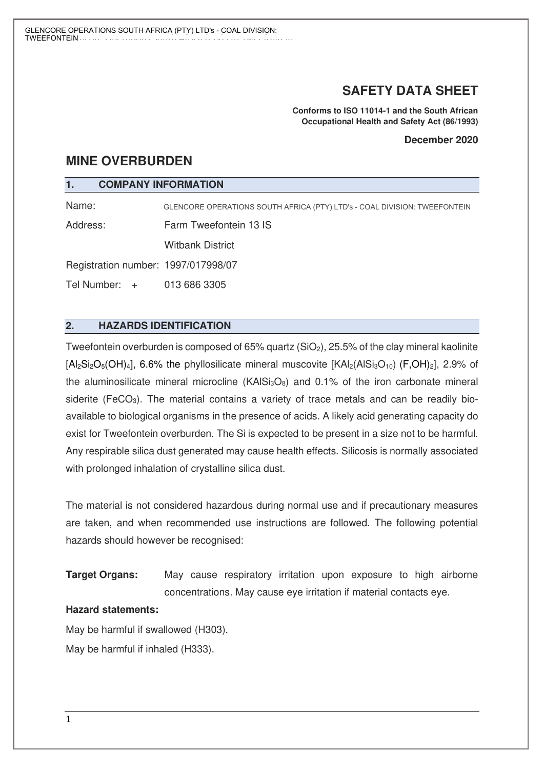# SAFETY DATA SHEET

**Conforms to ISO 11014-1 and the South African Occupational Health and Safety Act (86/1993)**

**December 2020**

## MINE OVERBURDEN

### 1. COMPANY INFORMATION

Name: GLENCORE OPERATIONS SOUTH AFRICA (PTY) LTD's - COAL DIVISION: TWEEFONTEIN

Address: Farm Tweefontein 13 IS

Witbank District

Registration number: 1997/017998/07

Tel Number: + 013 686 3305

### 2. HAZARDS IDENTIFICATION

Tweefontein overburden is composed of 65% quartz ($SiO_2$), 25.5% of the clay mineral kaolinite [$Al_2Si_2O_5(OH)_4$], 6.6% the phyllosilicate mineral muscovite [$KAl_2(AlSi_3O_{10})(F,OH)_2$], 2.9% of the aluminosilicate mineral microcline ($KAlSi_3O_8$) and 0.1% of the iron carbonate mineral siderite ($FeCO_3$). The material contains a variety of trace metals and can be readily bio-available to biological organisms in the presence of acids. A likely acid generating capacity do exist for Tweefontein overburden. The Si is expected to be present in a size not to be harmful. Any respirable silica dust generated may cause health effects. Silicosis is normally associated with prolonged inhalation of crystalline silica dust.

The material is not considered hazardous during normal use and if precautionary measures are taken, and when recommended use instructions are followed. The following potential hazards should however be recognised:

**Target Organs:** May cause respiratory irritation upon exposure to high airborne concentrations. May cause eye irritation if material contacts eye.

**Hazard statements:**

May be harmful if swallowed (H303).

May be harmful if inhaled (H333).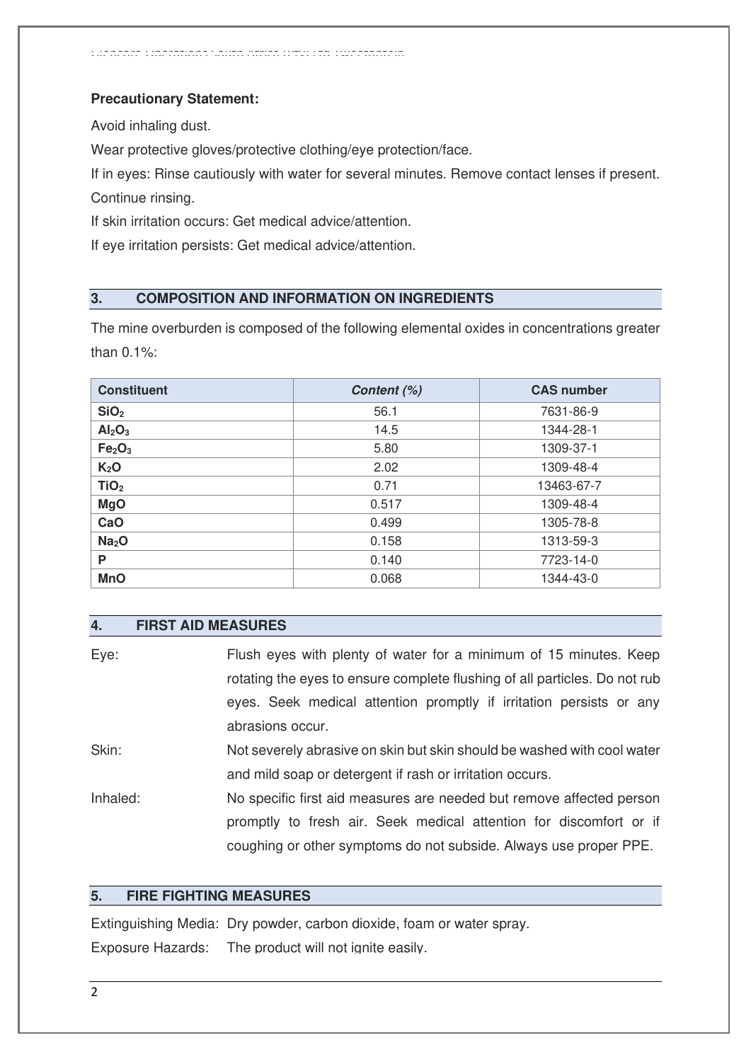**Precautionary Statement:**

Avoid inhaling dust.

Wear protective gloves/protective clothing/eye protection/face.

If in eyes: Rinse cautiously with water for several minutes. Remove contact lenses if present. Continue rinsing.

If skin irritation occurs: Get medical advice/attention.

If eye irritation persists: Get medical advice/attention.

## 3. COMPOSITION AND INFORMATION ON INGREDIENTS

The mine overburden is composed of the following elemental oxides in concentrations greater than 0.1%:

| Constituent | *Content (%)* | CAS number |
|---|---|---|
| $SiO_2$ | 56.1 | 7631-86-9 |
| $Al_2O_3$ | 14.5 | 1344-28-1 |
| $Fe_2O_3$ | 5.80 | 1309-37-1 |
| $K_2O$ | 2.02 | 1309-48-4 |
| $TiO_2$ | 0.71 | 13463-67-7 |
| MgO | 0.517 | 1309-48-4 |
| CaO | 0.499 | 1305-78-8 |
| $Na_2O$ | 0.158 | 1313-59-3 |
| P | 0.140 | 7723-14-0 |
| MnO | 0.068 | 1344-43-0 |

## 4. FIRST AID MEASURES

Eye: Flush eyes with plenty of water for a minimum of 15 minutes. Keep rotating the eyes to ensure complete flushing of all particles. Do not rub eyes. Seek medical attention promptly if irritation persists or any abrasions occur.

Skin: Not severely abrasive on skin but skin should be washed with cool water and mild soap or detergent if rash or irritation occurs.

Inhaled: No specific first aid measures are needed but remove affected person promptly to fresh air. Seek medical attention for discomfort or if coughing or other symptoms do not subside. Always use proper PPE.

## 5. FIRE FIGHTING MEASURES

Extinguishing Media: Dry powder, carbon dioxide, foam or water spray.

Exposure Hazards: The product will not ignite easily.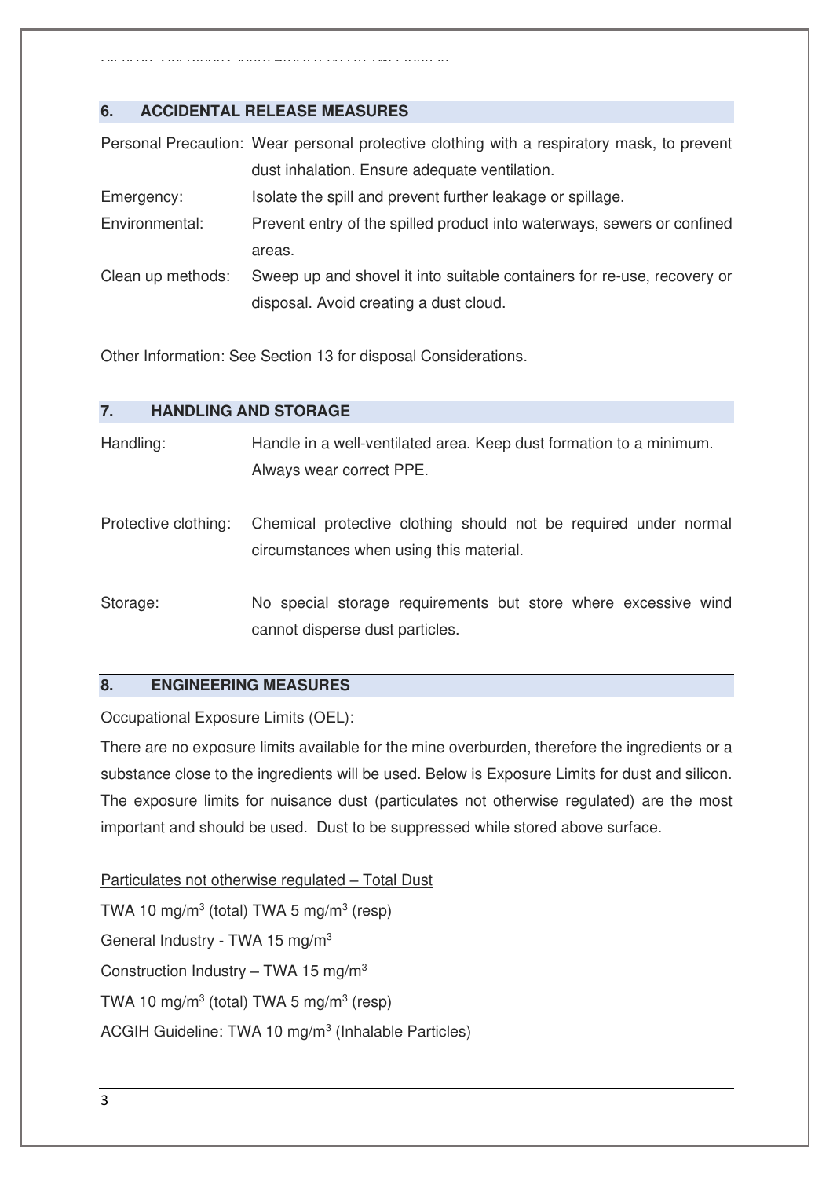## 6. ACCIDENTAL RELEASE MEASURES

Personal Precaution: Wear personal protective clothing with a respiratory mask, to prevent dust inhalation. Ensure adequate ventilation.

Emergency: Isolate the spill and prevent further leakage or spillage.

Environmental: Prevent entry of the spilled product into waterways, sewers or confined areas.

Clean up methods: Sweep up and shovel it into suitable containers for re-use, recovery or disposal. Avoid creating a dust cloud.

Other Information: See Section 13 for disposal Considerations.

## 7. HANDLING AND STORAGE

Handling: Handle in a well-ventilated area. Keep dust formation to a minimum. Always wear correct PPE.

Protective clothing: Chemical protective clothing should not be required under normal circumstances when using this material.

Storage: No special storage requirements but store where excessive wind cannot disperse dust particles.

## 8. ENGINEERING MEASURES

Occupational Exposure Limits (OEL):

There are no exposure limits available for the mine overburden, therefore the ingredients or a substance close to the ingredients will be used. Below is Exposure Limits for dust and silicon. The exposure limits for nuisance dust (particulates not otherwise regulated) are the most important and should be used. Dust to be suppressed while stored above surface.

Particulates not otherwise regulated – Total Dust

TWA 10 $mg/m^3$ (total) TWA 5 $mg/m^3$ (resp)

General Industry - TWA 15 $mg/m^3$

Construction Industry – TWA 15 $mg/m^3$

TWA 10 $mg/m^3$ (total) TWA 5 $mg/m^3$ (resp)

ACGIH Guideline: TWA 10 $mg/m^3$ (Inhalable Particles)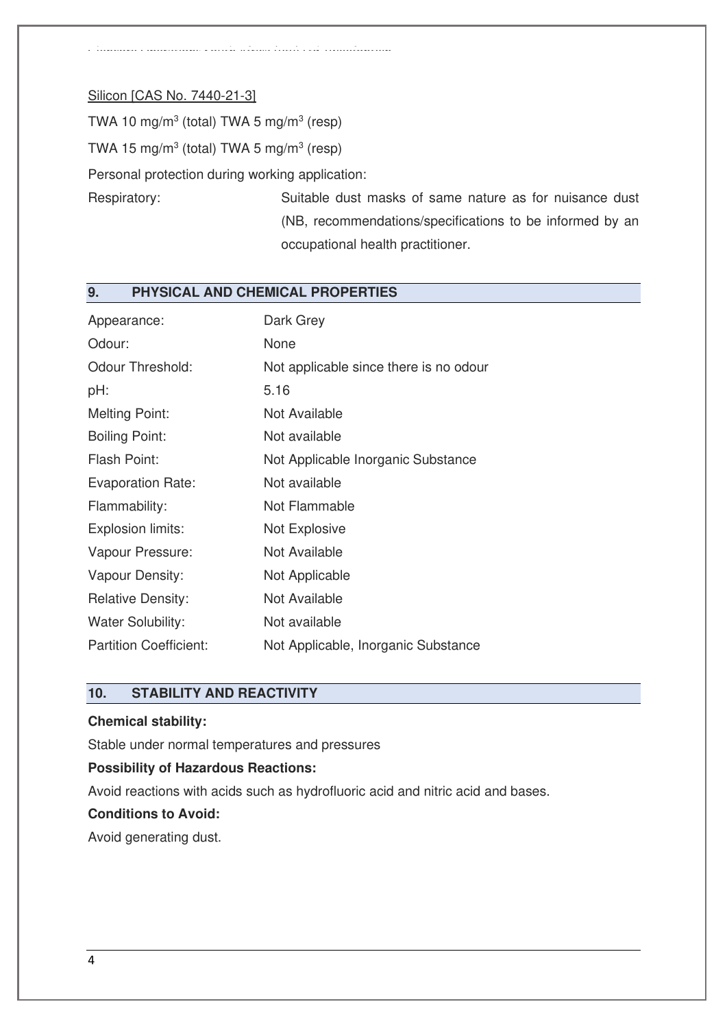Silicon [CAS No. 7440-21-3]

TWA 10 mg/m$^3$ (total) TWA 5 mg/m$^3$ (resp)

TWA 15 mg/m$^3$ (total) TWA 5 mg/m$^3$ (resp)

Personal protection during working application:

| | |
|---|---|
| Respiratory: | Suitable dust masks of same nature as for nuisance dust (NB, recommendations/specifications to be informed by an occupational health practitioner. |

## 9. PHYSICAL AND CHEMICAL PROPERTIES

| | |
|---|---|
| Appearance: | Dark Grey |
| Odour: | None |
| Odour Threshold: | Not applicable since there is no odour |
| pH: | 5.16 |
| Melting Point: | Not Available |
| Boiling Point: | Not available |
| Flash Point: | Not Applicable Inorganic Substance |
| Evaporation Rate: | Not available |
| Flammability: | Not Flammable |
| Explosion limits: | Not Explosive |
| Vapour Pressure: | Not Available |
| Vapour Density: | Not Applicable |
| Relative Density: | Not Available |
| Water Solubility: | Not available |
| Partition Coefficient: | Not Applicable, Inorganic Substance |

## 10. STABILITY AND REACTIVITY

**Chemical stability:**

Stable under normal temperatures and pressures

**Possibility of Hazardous Reactions:**

Avoid reactions with acids such as hydrofluoric acid and nitric acid and bases.

**Conditions to Avoid:**

Avoid generating dust.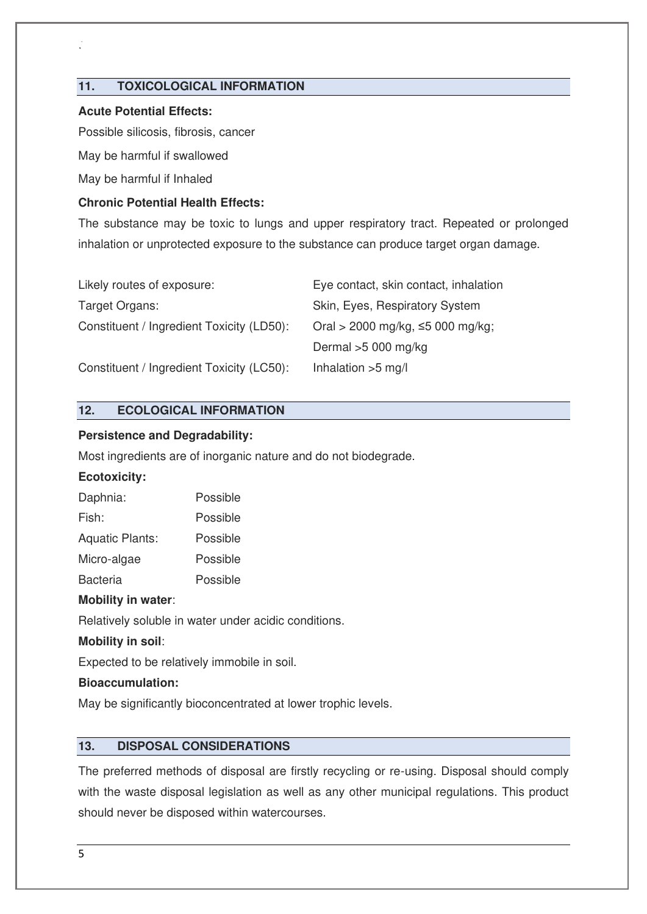## 11. TOXICOLOGICAL INFORMATION

**Acute Potential Effects:**

Possible silicosis, fibrosis, cancer

May be harmful if swallowed

May be harmful if Inhaled

**Chronic Potential Health Effects:**

The substance may be toxic to lungs and upper respiratory tract. Repeated or prolonged inhalation or unprotected exposure to the substance can produce target organ damage.

| | |
|---|---|
| Likely routes of exposure: | Eye contact, skin contact, inhalation |
| Target Organs: | Skin, Eyes, Respiratory System |
| Constituent / Ingredient Toxicity (LD50): | Oral > 2000 mg/kg, ≤5 000 mg/kg; Dermal >5 000 mg/kg |
| Constituent / Ingredient Toxicity (LC50): | Inhalation >5 mg/l |

## 12. ECOLOGICAL INFORMATION

**Persistence and Degradability:**

Most ingredients are of inorganic nature and do not biodegrade.

**Ecotoxicity:**

| | |
|---|---|
| Daphnia: | Possible |
| Fish: | Possible |
| Aquatic Plants: | Possible |
| Micro-algae | Possible |
| Bacteria | Possible |

**Mobility in water**:

Relatively soluble in water under acidic conditions.

**Mobility in soil**:

Expected to be relatively immobile in soil.

**Bioaccumulation:**

May be significantly bioconcentrated at lower trophic levels.

## 13. DISPOSAL CONSIDERATIONS

The preferred methods of disposal are firstly recycling or re-using. Disposal should comply with the waste disposal legislation as well as any other municipal regulations. This product should never be disposed within watercourses.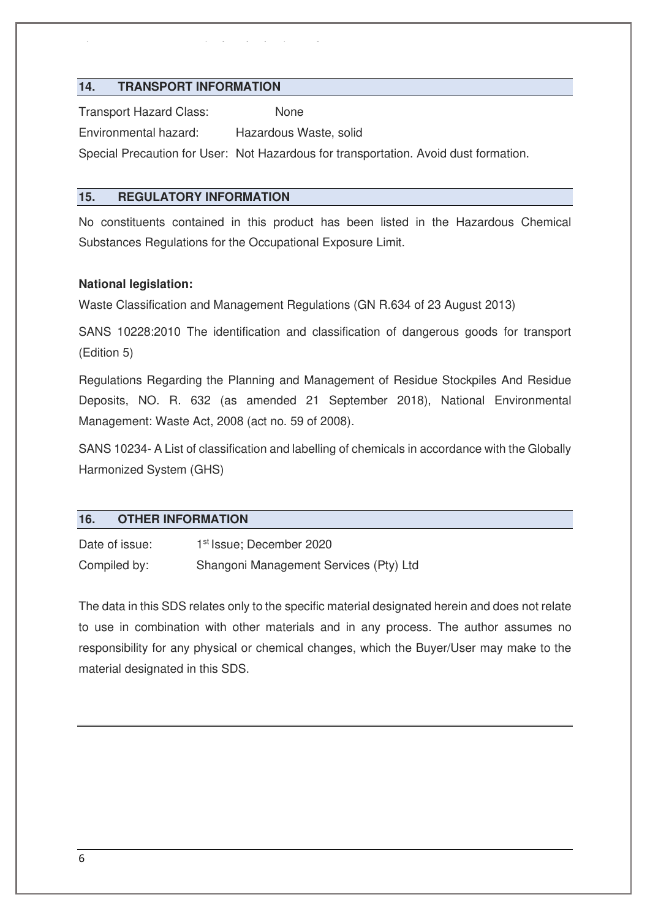## 14. TRANSPORT INFORMATION

Transport Hazard Class: None

Environmental hazard: Hazardous Waste, solid

Special Precaution for User: Not Hazardous for transportation. Avoid dust formation.

## 15. REGULATORY INFORMATION

No constituents contained in this product has been listed in the Hazardous Chemical Substances Regulations for the Occupational Exposure Limit.

**National legislation:**

Waste Classification and Management Regulations (GN R.634 of 23 August 2013)

SANS 10228:2010 The identification and classification of dangerous goods for transport (Edition 5)

Regulations Regarding the Planning and Management of Residue Stockpiles And Residue Deposits, NO. R. 632 (as amended 21 September 2018), National Environmental Management: Waste Act, 2008 (act no. 59 of 2008).

SANS 10234- A List of classification and labelling of chemicals in accordance with the Globally Harmonized System (GHS)

## 16. OTHER INFORMATION

Date of issue: 1st Issue; December 2020

Compiled by: Shangoni Management Services (Pty) Ltd

The data in this SDS relates only to the specific material designated herein and does not relate to use in combination with other materials and in any process. The author assumes no responsibility for any physical or chemical changes, which the Buyer/User may make to the material designated in this SDS.